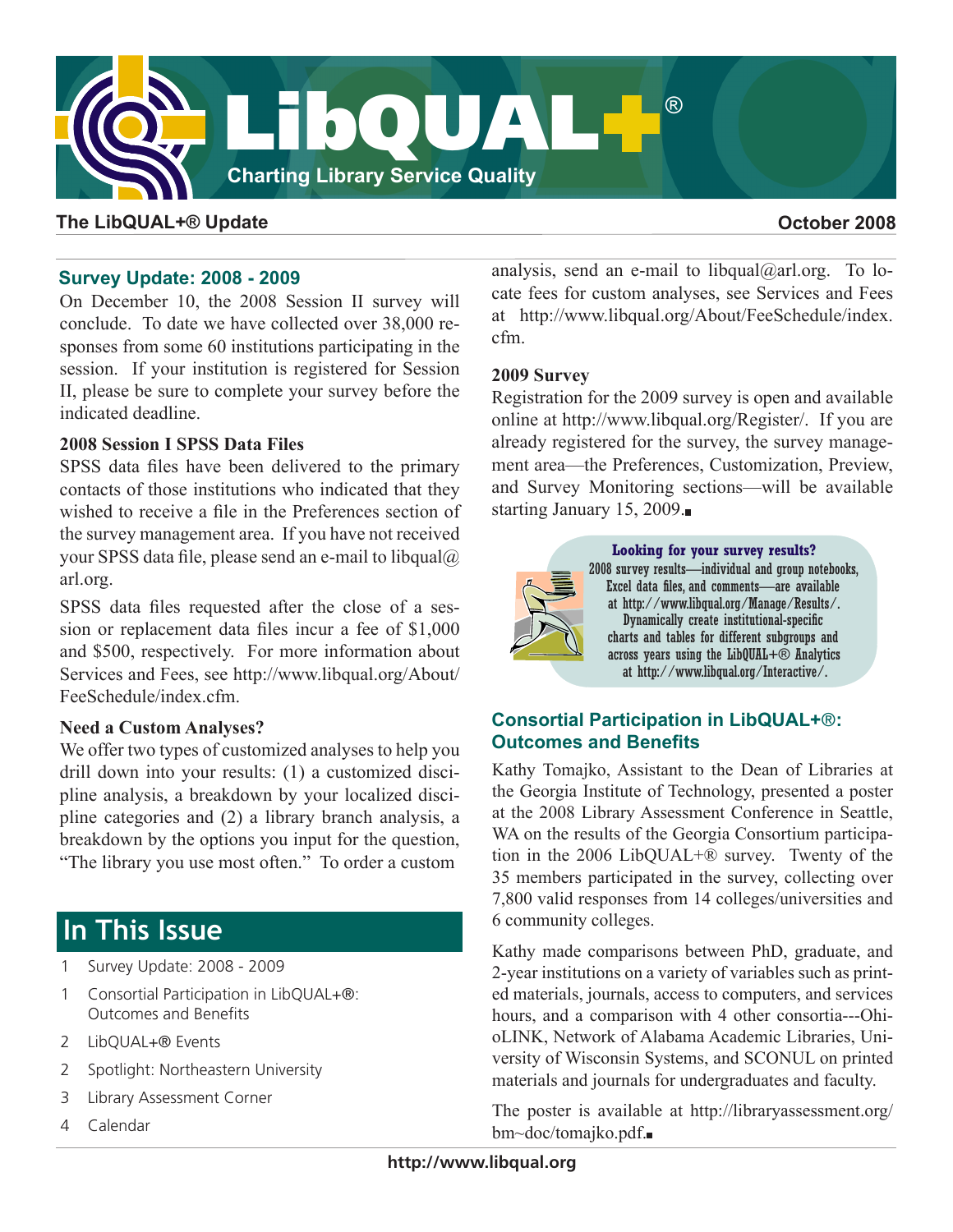# LibQUAL+®

Charting Library Service Quality

**The LibQUAL+® Update** — **October 2008**

## Survey Update: 2008 - 2009

On December 10, the 2008 Session II survey will conclude. To date we have collected over 38,000 responses from some 60 institutions participating in the session. If your institution is registered for Session II, please be sure to complete your survey before the indicated deadline.

### 2008 Session I SPSS Data Files

SPSS data files have been delivered to the primary contacts of those institutions who indicated that they wished to receive a file in the Preferences section of the survey management area. If you have not received your SPSS data file, please send an e-mail to libqual@arl.org.

SPSS data files requested after the close of a session or replacement data files incur a fee of $1,000 and $500, respectively. For more information about Services and Fees, see http://www.libqual.org/About/FeeSchedule/index.cfm.

### Need a Custom Analyses?

We offer two types of customized analyses to help you drill down into your results: (1) a customized discipline analysis, a breakdown by your localized discipline categories and (2) a library branch analysis, a breakdown by the options you input for the question, "The library you use most often." To order a custom analysis, send an e-mail to libqual@arl.org. To locate fees for custom analyses, see Services and Fees at http://www.libqual.org/About/FeeSchedule/index.cfm.

### 2009 Survey

Registration for the 2009 survey is open and available online at http://www.libqual.org/Register/. If you are already registered for the survey, the survey management area—the Preferences, Customization, Preview, and Survey Monitoring sections—will be available starting January 15, 2009.

**Looking for your survey results?**
2008 survey results—individual and group notebooks, Excel data files, and comments—are available at http://www.libqual.org/Manage/Results/. Dynamically create institutional-specific charts and tables for different subgroups and across years using the LibQUAL+® Analytics at http://www.libqual.org/Interactive/.

## Consortial Participation in LibQUAL+®: Outcomes and Benefits

Kathy Tomajko, Assistant to the Dean of Libraries at the Georgia Institute of Technology, presented a poster at the 2008 Library Assessment Conference in Seattle, WA on the results of the Georgia Consortium participation in the 2006 LibQUAL+® survey. Twenty of the 35 members participated in the survey, collecting over 7,800 valid responses from 14 colleges/universities and 6 community colleges.

Kathy made comparisons between PhD, graduate, and 2-year institutions on a variety of variables such as printed materials, journals, access to computers, and services hours, and a comparison with 4 other consortia---OhioLINK, Network of Alabama Academic Libraries, University of Wisconsin Systems, and SCONUL on printed materials and journals for undergraduates and faculty.

The poster is available at http://libraryassessment.org/bm~doc/tomajko.pdf.

## In This Issue

1 Survey Update: 2008 - 2009
1 Consortial Participation in LibQUAL+®: Outcomes and Benefits
2 LibQUAL+® Events
2 Spotlight: Northeastern University
3 Library Assessment Corner
4 Calendar

http://www.libqual.org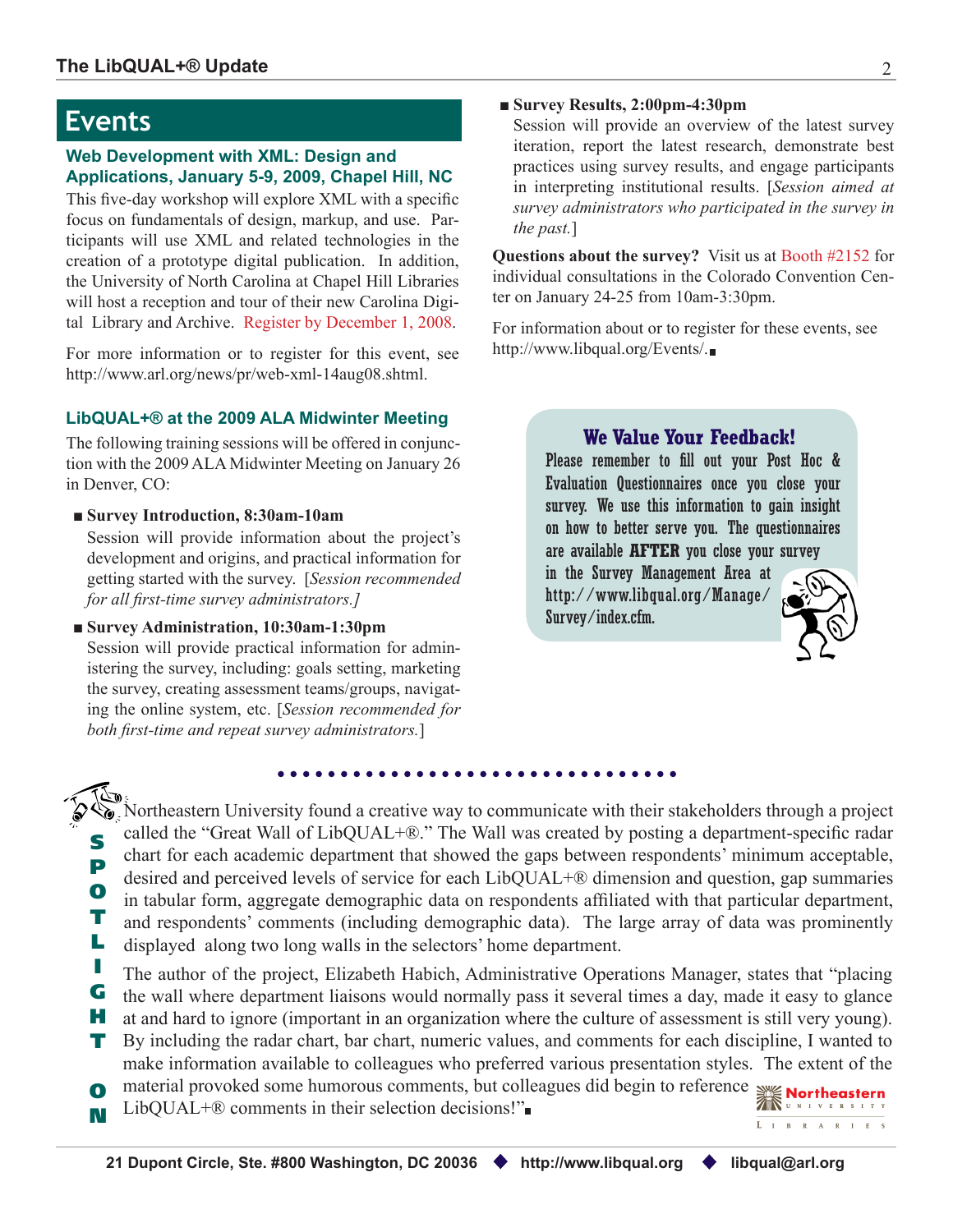## Events

### Web Development with XML: Design and Applications, January 5-9, 2009, Chapel Hill, NC

This five-day workshop will explore XML with a specific focus on fundamentals of design, markup, and use. Participants will use XML and related technologies in the creation of a prototype digital publication. In addition, the University of North Carolina at Chapel Hill Libraries will host a reception and tour of their new Carolina Digital Library and Archive. Register by December 1, 2008.

For more information or to register for this event, see http://www.arl.org/news/pr/web-xml-14aug08.shtml.

### LibQUAL+® at the 2009 ALA Midwinter Meeting

The following training sessions will be offered in conjunction with the 2009 ALA Midwinter Meeting on January 26 in Denver, CO:

- **Survey Introduction, 8:30am-10am**
  Session will provide information about the project's development and origins, and practical information for getting started with the survey. [*Session recommended for all first-time survey administrators.*]
- **Survey Administration, 10:30am-1:30pm**
  Session will provide practical information for administering the survey, including: goals setting, marketing the survey, creating assessment teams/groups, navigating the online system, etc. [*Session recommended for both first-time and repeat survey administrators.*]
- **Survey Results, 2:00pm-4:30pm**
  Session will provide an overview of the latest survey iteration, report the latest research, demonstrate best practices using survey results, and engage participants in interpreting institutional results. [*Session aimed at survey administrators who participated in the survey in the past.*]

**Questions about the survey?** Visit us at Booth #2152 for individual consultations in the Colorado Convention Center on January 24-25 from 10am-3:30pm.

For information about or to register for these events, see http://www.libqual.org/Events/.

### We Value Your Feedback!

Please remember to fill out your Post Hoc & Evaluation Questionnaires once you close your survey. We use this information to gain insight on how to better serve you. The questionnaires are available **AFTER** you close your survey in the Survey Management Area at http://www.libqual.org/Manage/Survey/index.cfm.

## SPOTLIGHT ON

Northeastern University found a creative way to communicate with their stakeholders through a project called the "Great Wall of LibQUAL+®." The Wall was created by posting a department-specific radar chart for each academic department that showed the gaps between respondents' minimum acceptable, desired and perceived levels of service for each LibQUAL+® dimension and question, gap summaries in tabular form, aggregate demographic data on respondents affiliated with that particular department, and respondents' comments (including demographic data). The large array of data was prominently displayed along two long walls in the selectors' home department.

The author of the project, Elizabeth Habich, Administrative Operations Manager, states that "placing the wall where department liaisons would normally pass it several times a day, made it easy to glance at and hard to ignore (important in an organization where the culture of assessment is still very young). By including the radar chart, bar chart, numeric values, and comments for each discipline, I wanted to make information available to colleagues who preferred various presentation styles. The extent of the material provoked some humorous comments, but colleagues did begin to reference LibQUAL+® comments in their selection decisions!"

Northeastern University Libraries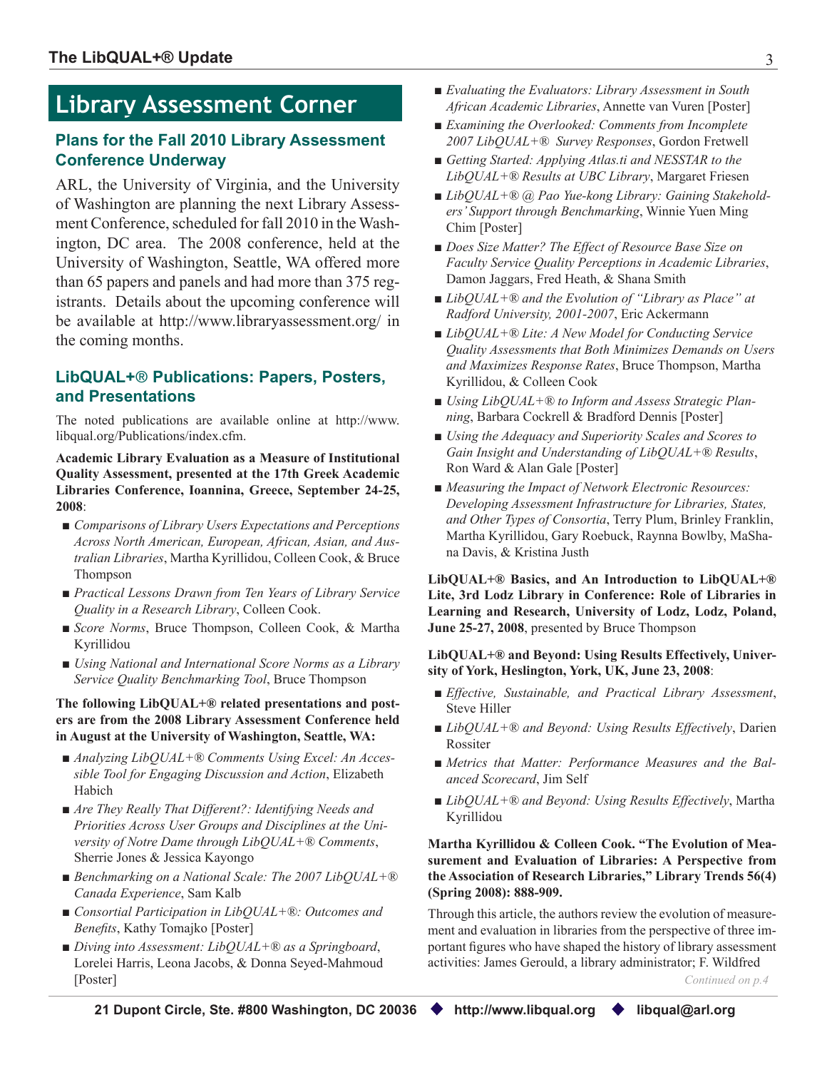# Library Assessment Corner

## Plans for the Fall 2010 Library Assessment Conference Underway

ARL, the University of Virginia, and the University of Washington are planning the next Library Assessment Conference, scheduled for fall 2010 in the Washington, DC area. The 2008 conference, held at the University of Washington, Seattle, WA offered more than 65 papers and panels and had more than 375 registrants. Details about the upcoming conference will be available at http://www.libraryassessment.org/ in the coming months.

## LibQUAL+® Publications: Papers, Posters, and Presentations

The noted publications are available online at http://www.libqual.org/Publications/index.cfm.

**Academic Library Evaluation as a Measure of Institutional Quality Assessment, presented at the 17th Greek Academic Libraries Conference, Ioannina, Greece, September 24-25, 2008**:

- *Comparisons of Library Users Expectations and Perceptions Across North American, European, African, Asian, and Australian Libraries*, Martha Kyrillidou, Colleen Cook, & Bruce Thompson
- *Practical Lessons Drawn from Ten Years of Library Service Quality in a Research Library*, Colleen Cook.
- *Score Norms*, Bruce Thompson, Colleen Cook, & Martha Kyrillidou
- *Using National and International Score Norms as a Library Service Quality Benchmarking Tool*, Bruce Thompson

**The following LibQUAL+® related presentations and posters are from the 2008 Library Assessment Conference held in August at the University of Washington, Seattle, WA:**

- *Analyzing LibQUAL+® Comments Using Excel: An Accessible Tool for Engaging Discussion and Action*, Elizabeth Habich
- *Are They Really That Different?: Identifying Needs and Priorities Across User Groups and Disciplines at the University of Notre Dame through LibQUAL+® Comments*, Sherrie Jones & Jessica Kayongo
- *Benchmarking on a National Scale: The 2007 LibQUAL+® Canada Experience*, Sam Kalb
- *Consortial Participation in LibQUAL+®: Outcomes and Benefits*, Kathy Tomajko [Poster]
- *Diving into Assessment: LibQUAL+® as a Springboard*, Lorelei Harris, Leona Jacobs, & Donna Seyed-Mahmoud [Poster]
- *Evaluating the Evaluators: Library Assessment in South African Academic Libraries*, Annette van Vuren [Poster]
- *Examining the Overlooked: Comments from Incomplete 2007 LibQUAL+® Survey Responses*, Gordon Fretwell
- *Getting Started: Applying Atlas.ti and NESSTAR to the LibQUAL+® Results at UBC Library*, Margaret Friesen
- *LibQUAL+® @ Pao Yue-kong Library: Gaining Stakeholders' Support through Benchmarking*, Winnie Yuen Ming Chim [Poster]
- *Does Size Matter? The Effect of Resource Base Size on Faculty Service Quality Perceptions in Academic Libraries*, Damon Jaggars, Fred Heath, & Shana Smith
- *LibQUAL+® and the Evolution of "Library as Place" at Radford University, 2001-2007*, Eric Ackermann
- *LibQUAL+® Lite: A New Model for Conducting Service Quality Assessments that Both Minimizes Demands on Users and Maximizes Response Rates*, Bruce Thompson, Martha Kyrillidou, & Colleen Cook
- *Using LibQUAL+® to Inform and Assess Strategic Planning*, Barbara Cockrell & Bradford Dennis [Poster]
- *Using the Adequacy and Superiority Scales and Scores to Gain Insight and Understanding of LibQUAL+® Results*, Ron Ward & Alan Gale [Poster]
- *Measuring the Impact of Network Electronic Resources: Developing Assessment Infrastructure for Libraries, States, and Other Types of Consortia*, Terry Plum, Brinley Franklin, Martha Kyrillidou, Gary Roebuck, Raynna Bowlby, MaShana Davis, & Kristina Justh

**LibQUAL+® Basics, and An Introduction to LibQUAL+® Lite, 3rd Lodz Library in Conference: Role of Libraries in Learning and Research, University of Lodz, Lodz, Poland, June 25-27, 2008**, presented by Bruce Thompson

**LibQUAL+® and Beyond: Using Results Effectively, University of York, Heslington, York, UK, June 23, 2008**:

- *Effective, Sustainable, and Practical Library Assessment*, Steve Hiller
- *LibQUAL+® and Beyond: Using Results Effectively*, Darien Rossiter
- *Metrics that Matter: Performance Measures and the Balanced Scorecard*, Jim Self
- *LibQUAL+® and Beyond: Using Results Effectively*, Martha Kyrillidou

**Martha Kyrillidou & Colleen Cook. "The Evolution of Measurement and Evaluation of Libraries: A Perspective from the Association of Research Libraries," Library Trends 56(4) (Spring 2008): 888-909.**

Through this article, the authors review the evolution of measurement and evaluation in libraries from the perspective of three important figures who have shaped the history of library assessment activities: James Gerould, a library administrator; F. Wildfred

*Continued on p.4*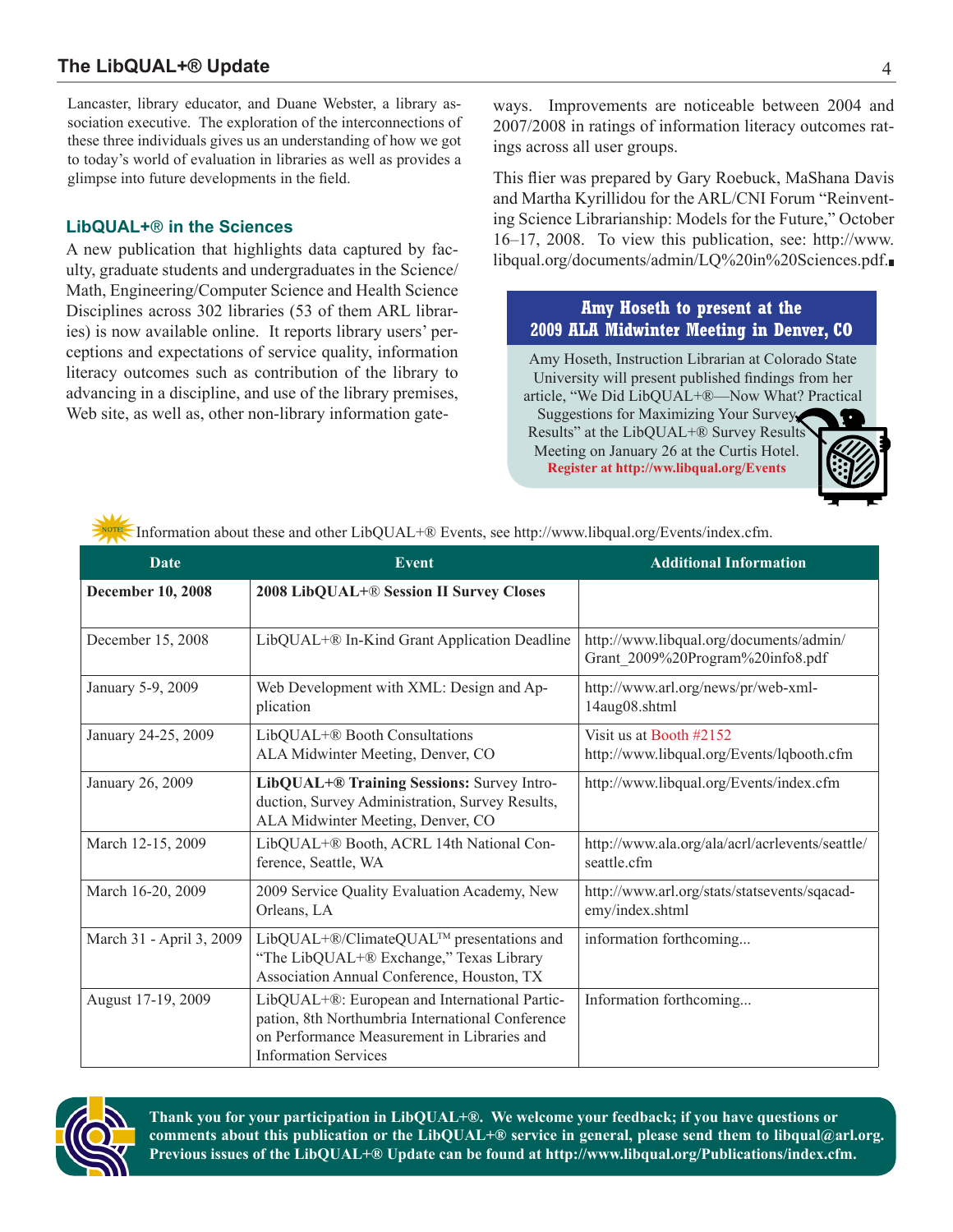Lancaster, library educator, and Duane Webster, a library association executive. The exploration of the interconnections of these three individuals gives us an understanding of how we got to today's world of evaluation in libraries as well as provides a glimpse into future developments in the field.

## LibQUAL+® in the Sciences

A new publication that highlights data captured by faculty, graduate students and undergraduates in the Science/Math, Engineering/Computer Science and Health Science Disciplines across 302 libraries (53 of them ARL libraries) is now available online. It reports library users' perceptions and expectations of service quality, information literacy outcomes such as contribution of the library to advancing in a discipline, and use of the library premises, Web site, as well as, other non-library information gateways. Improvements are noticeable between 2004 and 2007/2008 in ratings of information literacy outcomes ratings across all user groups.

This flier was prepared by Gary Roebuck, MaShana Davis and Martha Kyrillidou for the ARL/CNI Forum "Reinventing Science Librarianship: Models for the Future," October 16–17, 2008. To view this publication, see: http://www.libqual.org/documents/admin/LQ%20in%20Sciences.pdf.

## Amy Hoseth to present at the 2009 ALA Midwinter Meeting in Denver, CO

Amy Hoseth, Instruction Librarian at Colorado State University will present published findings from her article, "We Did LibQUAL+®—Now What? Practical Suggestions for Maximizing Your Survey Results" at the LibQUAL+® Survey Results Meeting on January 26 at the Curtis Hotel.

**Register at http://ww.libqual.org/Events**

NOTE! Information about these and other LibQUAL+® Events, see http://www.libqual.org/Events/index.cfm.

| Date | Event | Additional Information |
|---|---|---|
| **December 10, 2008** | **2008 LibQUAL+® Session II Survey Closes** | |
| December 15, 2008 | LibQUAL+® In-Kind Grant Application Deadline | http://www.libqual.org/documents/admin/Grant_2009%20Program%20info8.pdf |
| January 5-9, 2009 | Web Development with XML: Design and Application | http://www.arl.org/news/pr/web-xml-14aug08.shtml |
| January 24-25, 2009 | LibQUAL+® Booth Consultations<br>ALA Midwinter Meeting, Denver, CO | Visit us at Booth #2152<br>http://www.libqual.org/Events/lqbooth.cfm |
| January 26, 2009 | **LibQUAL+® Training Sessions:** Survey Introduction, Survey Administration, Survey Results, ALA Midwinter Meeting, Denver, CO | http://www.libqual.org/Events/index.cfm |
| March 12-15, 2009 | LibQUAL+® Booth, ACRL 14th National Conference, Seattle, WA | http://www.ala.org/ala/acrl/acrlevents/seattle/seattle.cfm |
| March 16-20, 2009 | 2009 Service Quality Evaluation Academy, New Orleans, LA | http://www.arl.org/stats/statsevents/sqacademy/index.shtml |
| March 31 - April 3, 2009 | LibQUAL+®/ClimateQUAL™ presentations and "The LibQUAL+® Exchange," Texas Library Association Annual Conference, Houston, TX | information forthcoming... |
| August 17-19, 2009 | LibQUAL+®: European and International Participation, 8th Northumbria International Conference on Performance Measurement in Libraries and Information Services | Information forthcoming... |

**Thank you for your participation in LibQUAL+®. We welcome your feedback; if you have questions or comments about this publication or the LibQUAL+® service in general, please send them to libqual@arl.org. Previous issues of the LibQUAL+® Update can be found at http://www.libqual.org/Publications/index.cfm.**